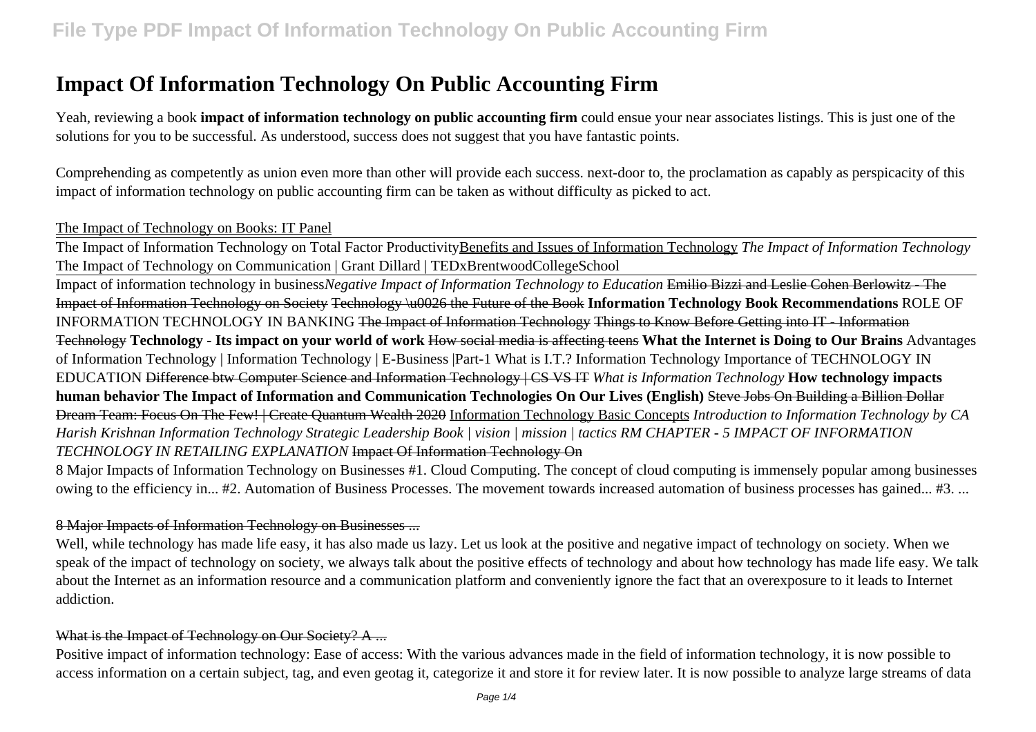# Impact Of Information Technology On Public Accounting Firm

Yeah, reviewing a book **impact of information technology on public accounting firm** could ensue your near associates listings. This is just one of the solutions for you to be successful. As understood, success does not suggest that you have fantastic points.

Comprehending as competently as union even more than other will provide each success. next-door to, the proclamation as capably as perspicacity of this impact of information technology on public accounting firm can be taken as without difficulty as picked to act.

The Impact of Technology on Books: IT Panel

The Impact of Information Technology on Total Factor Productivity Benefits and Issues of Information Technology *The Impact of Information Technology* The Impact of Technology on Communication | Grant Dillard | TEDxBrentwoodCollegeSchool

Impact of information technology in business *Negative Impact of Information Technology to Education* Emilio Bizzi and Leslie Cohen Berlowitz - The Impact of Information Technology on Society Technology \u0026 the Future of the Book **Information Technology Book Recommendations** ROLE OF INFORMATION TECHNOLOGY IN BANKING The Impact of Information Technology Things to Know Before Getting into IT - Information Technology **Technology - Its impact on your world of work** How social media is affecting teens **What the Internet is Doing to Our Brains** Advantages of Information Technology | Information Technology | E-Business |Part-1 What is I.T.? Information Technology Importance of TECHNOLOGY IN EDUCATION Difference btw Computer Science and Information Technology | CS VS IT *What is Information Technology* **How technology impacts human behavior The Impact of Information and Communication Technologies On Our Lives (English)** Steve Jobs On Building a Billion Dollar Dream Team: Focus On The Few! | Create Quantum Wealth 2020 Information Technology Basic Concepts *Introduction to Information Technology by CA Harish Krishnan Information Technology Strategic Leadership Book | vision | mission | tactics RM CHAPTER - 5 IMPACT OF INFORMATION TECHNOLOGY IN RETAILING EXPLANATION* Impact Of Information Technology On

8 Major Impacts of Information Technology on Businesses #1. Cloud Computing. The concept of cloud computing is immensely popular among businesses owing to the efficiency in... #2. Automation of Business Processes. The movement towards increased automation of business processes has gained... #3. ...

8 Major Impacts of Information Technology on Businesses ...

Well, while technology has made life easy, it has also made us lazy. Let us look at the positive and negative impact of technology on society. When we speak of the impact of technology on society, we always talk about the positive effects of technology and about how technology has made life easy. We talk about the Internet as an information resource and a communication platform and conveniently ignore the fact that an overexposure to it leads to Internet addiction.

What is the Impact of Technology on Our Society? A ...

Positive impact of information technology: Ease of access: With the various advances made in the field of information technology, it is now possible to access information on a certain subject, tag, and even geotag it, categorize it and store it for review later. It is now possible to analyze large streams of data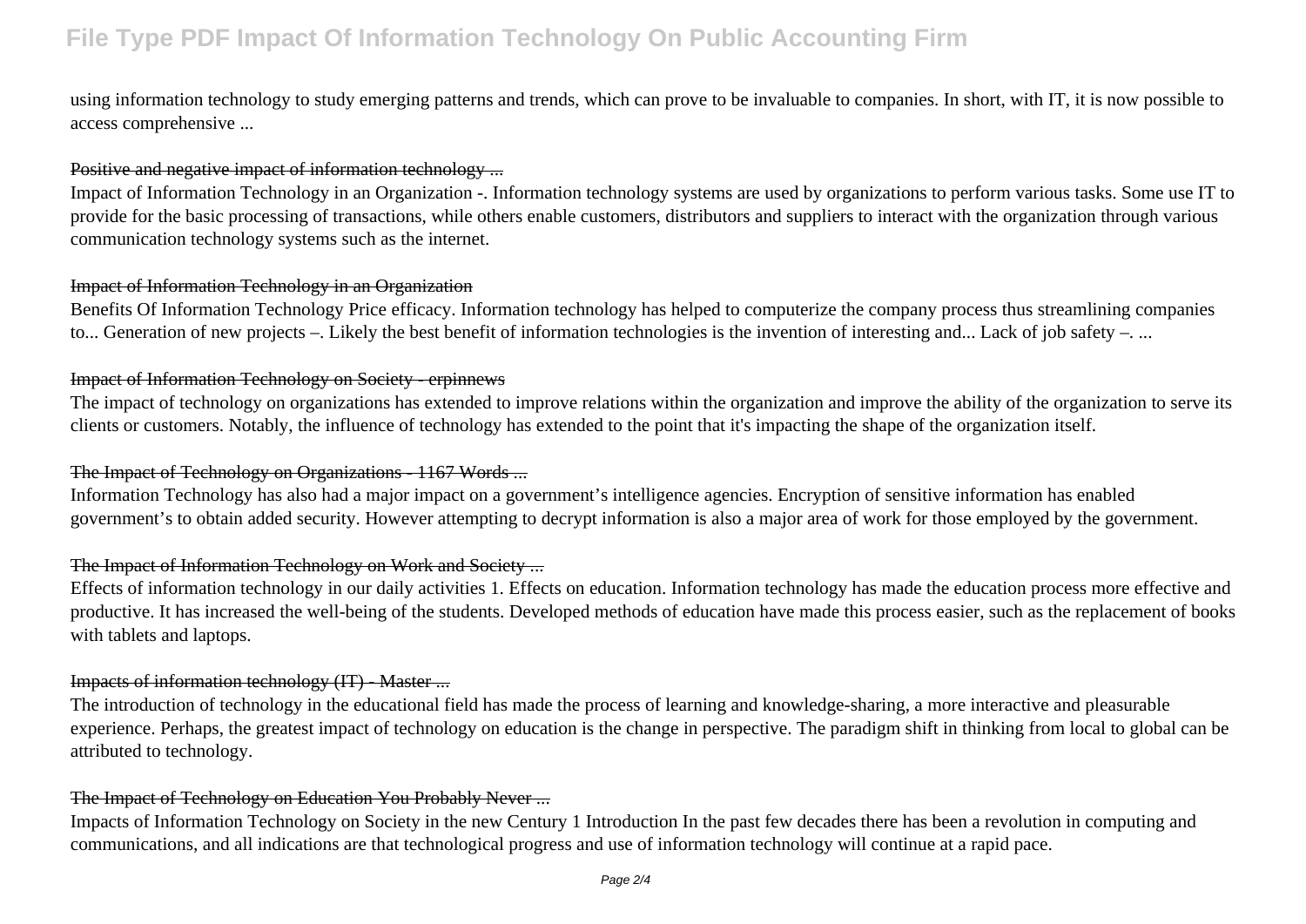using information technology to study emerging patterns and trends, which can prove to be invaluable to companies. In short, with IT, it is now possible to access comprehensive ...

~~Positive and negative impact of information technology ...~~

Impact of Information Technology in an Organization -. Information technology systems are used by organizations to perform various tasks. Some use IT to provide for the basic processing of transactions, while others enable customers, distributors and suppliers to interact with the organization through various communication technology systems such as the internet.

~~Impact of Information Technology in an Organization~~

Benefits Of Information Technology Price efficacy. Information technology has helped to computerize the company process thus streamlining companies to... Generation of new projects –. Likely the best benefit of information technologies is the invention of interesting and... Lack of job safety –. ...

~~Impact of Information Technology on Society - erpinnews~~

The impact of technology on organizations has extended to improve relations within the organization and improve the ability of the organization to serve its clients or customers. Notably, the influence of technology has extended to the point that it's impacting the shape of the organization itself.

~~The Impact of Technology on Organizations - 1167 Words ...~~

Information Technology has also had a major impact on a government's intelligence agencies. Encryption of sensitive information has enabled government's to obtain added security. However attempting to decrypt information is also a major area of work for those employed by the government.

~~The Impact of Information Technology on Work and Society ...~~

Effects of information technology in our daily activities 1. Effects on education. Information technology has made the education process more effective and productive. It has increased the well-being of the students. Developed methods of education have made this process easier, such as the replacement of books with tablets and laptops.

~~Impacts of information technology (IT) - Master ...~~

The introduction of technology in the educational field has made the process of learning and knowledge-sharing, a more interactive and pleasurable experience. Perhaps, the greatest impact of technology on education is the change in perspective. The paradigm shift in thinking from local to global can be attributed to technology.

~~The Impact of Technology on Education You Probably Never ...~~

Impacts of Information Technology on Society in the new Century 1 Introduction In the past few decades there has been a revolution in computing and communications, and all indications are that technological progress and use of information technology will continue at a rapid pace.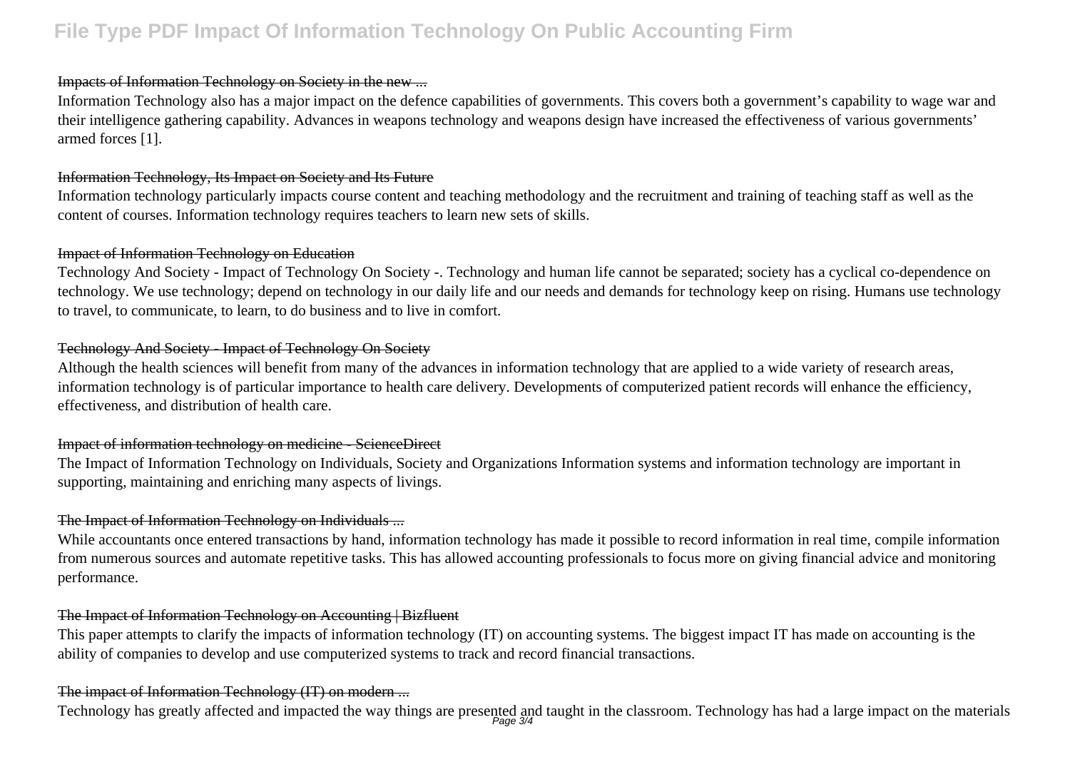Impacts of Information Technology on Society in the new ...

Information Technology also has a major impact on the defence capabilities of governments. This covers both a government's capability to wage war and their intelligence gathering capability. Advances in weapons technology and weapons design have increased the effectiveness of various governments' armed forces [1].

Information Technology, Its Impact on Society and Its Future

Information technology particularly impacts course content and teaching methodology and the recruitment and training of teaching staff as well as the content of courses. Information technology requires teachers to learn new sets of skills.

Impact of Information Technology on Education

Technology And Society - Impact of Technology On Society -. Technology and human life cannot be separated; society has a cyclical co-dependence on technology. We use technology; depend on technology in our daily life and our needs and demands for technology keep on rising. Humans use technology to travel, to communicate, to learn, to do business and to live in comfort.

Technology And Society - Impact of Technology On Society

Although the health sciences will benefit from many of the advances in information technology that are applied to a wide variety of research areas, information technology is of particular importance to health care delivery. Developments of computerized patient records will enhance the efficiency, effectiveness, and distribution of health care.

Impact of information technology on medicine - ScienceDirect

The Impact of Information Technology on Individuals, Society and Organizations Information systems and information technology are important in supporting, maintaining and enriching many aspects of livings.

The Impact of Information Technology on Individuals ...

While accountants once entered transactions by hand, information technology has made it possible to record information in real time, compile information from numerous sources and automate repetitive tasks. This has allowed accounting professionals to focus more on giving financial advice and monitoring performance.

The Impact of Information Technology on Accounting | Bizfluent

This paper attempts to clarify the impacts of information technology (IT) on accounting systems. The biggest impact IT has made on accounting is the ability of companies to develop and use computerized systems to track and record financial transactions.

The impact of Information Technology (IT) on modern ...

Technology has greatly affected and impacted the way things are presented and taught in the classroom. Technology has had a large impact on the materials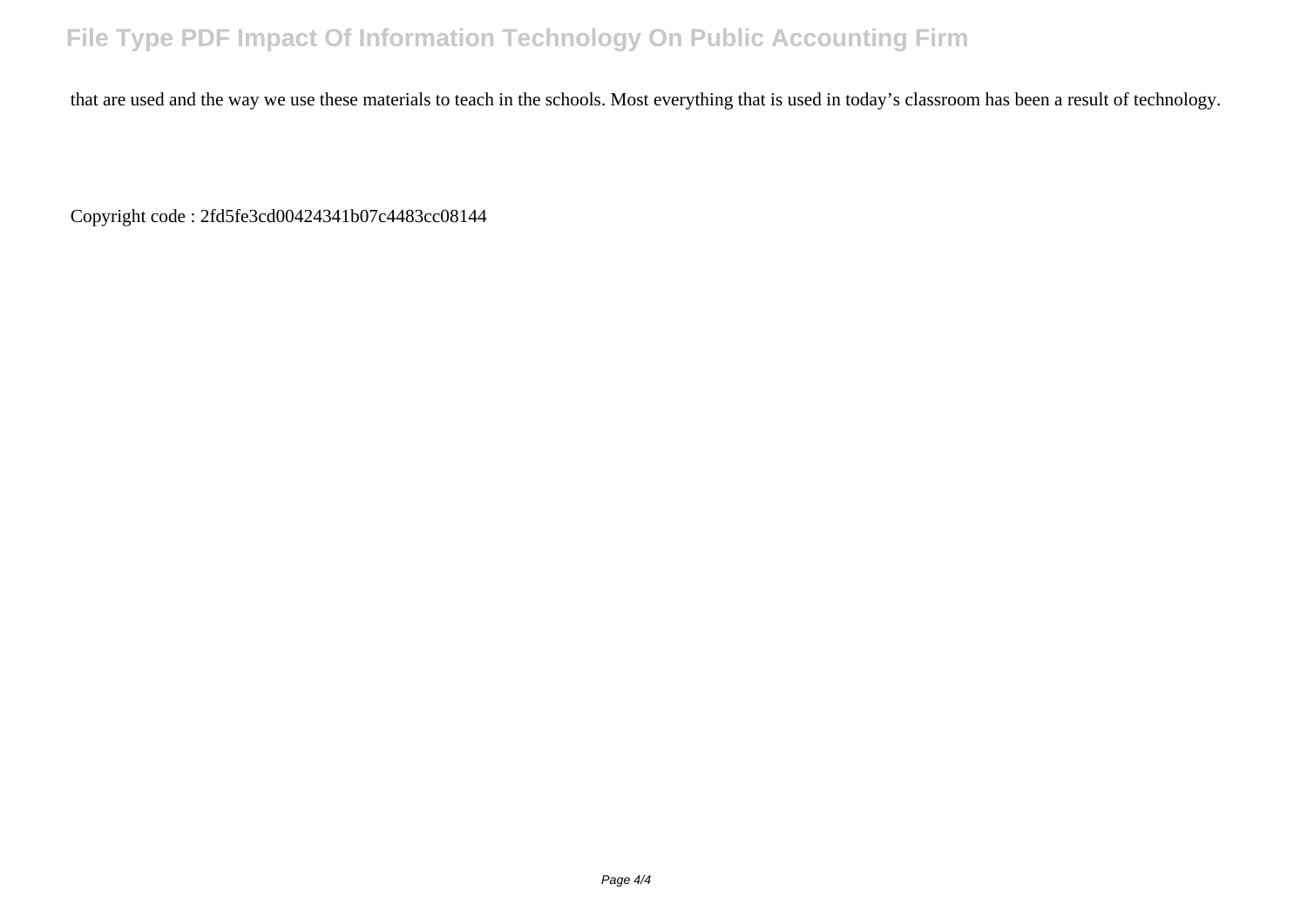that are used and the way we use these materials to teach in the schools. Most everything that is used in today's classroom has been a result of technology.

Copyright code : 2fd5fe3cd00424341b07c4483cc08144